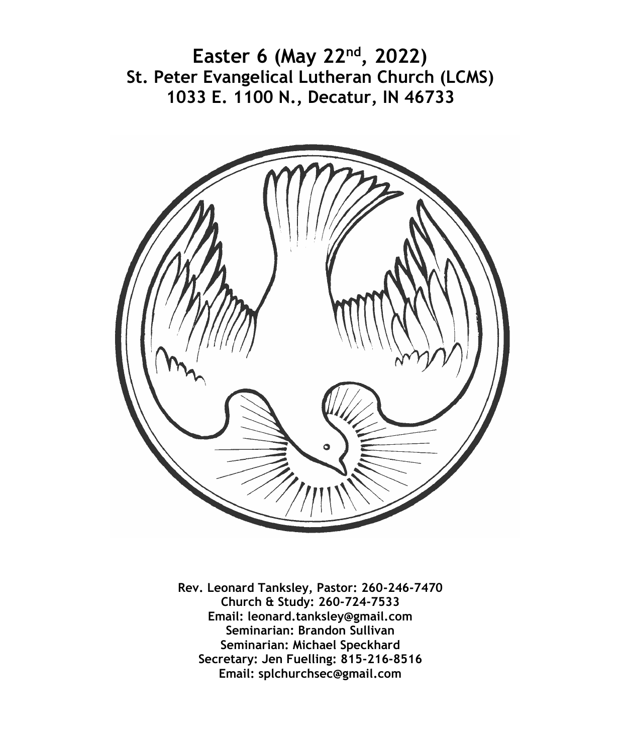# Easter 6 (May 22nd, 2022)
## St. Peter Evangelical Lutheran Church (LCMS)
## 1033 E. 1100 N., Decatur, IN 46733

**Rev. Leonard Tanksley, Pastor: 260-246-7470**
**Church & Study: 260-724-7533**
**Email: leonard.tanksley@gmail.com**
**Seminarian: Brandon Sullivan**
**Seminarian: Michael Speckhard**
**Secretary: Jen Fuelling: 815-216-8516**
**Email: splchurchsec@gmail.com**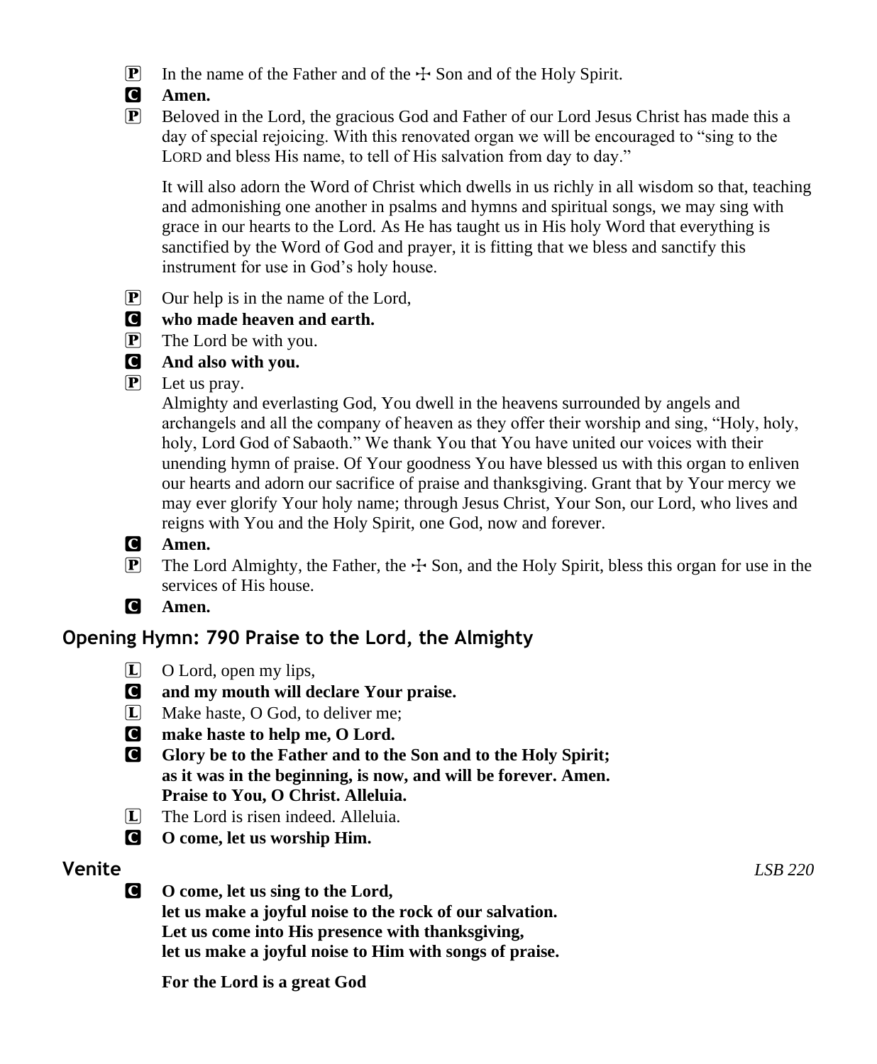P In the name of the Father and of the ☩ Son and of the Holy Spirit.

C **Amen.**

P Beloved in the Lord, the gracious God and Father of our Lord Jesus Christ has made this a day of special rejoicing. With this renovated organ we will be encouraged to "sing to the LORD and bless His name, to tell of His salvation from day to day."

It will also adorn the Word of Christ which dwells in us richly in all wisdom so that, teaching and admonishing one another in psalms and hymns and spiritual songs, we may sing with grace in our hearts to the Lord. As He has taught us in His holy Word that everything is sanctified by the Word of God and prayer, it is fitting that we bless and sanctify this instrument for use in God's holy house.

P Our help is in the name of the Lord,

C **who made heaven and earth.**

P The Lord be with you.

C **And also with you.**

P Let us pray.
Almighty and everlasting God, You dwell in the heavens surrounded by angels and archangels and all the company of heaven as they offer their worship and sing, "Holy, holy, holy, Lord God of Sabaoth." We thank You that You have united our voices with their unending hymn of praise. Of Your goodness You have blessed us with this organ to enliven our hearts and adorn our sacrifice of praise and thanksgiving. Grant that by Your mercy we may ever glorify Your holy name; through Jesus Christ, Your Son, our Lord, who lives and reigns with You and the Holy Spirit, one God, now and forever.

C **Amen.**

P The Lord Almighty, the Father, the ☩ Son, and the Holy Spirit, bless this organ for use in the services of His house.

C **Amen.**

## Opening Hymn: 790 Praise to the Lord, the Almighty

L O Lord, open my lips,

C **and my mouth will declare Your praise.**

L Make haste, O God, to deliver me;

C **make haste to help me, O Lord.**

C **Glory be to the Father and to the Son and to the Holy Spirit;
as it was in the beginning, is now, and will be forever. Amen.
Praise to You, O Christ. Alleluia.**

L The Lord is risen indeed. Alleluia.

C **O come, let us worship Him.**

## Venite

*LSB 220*

C **O come, let us sing to the Lord,
let us make a joyful noise to the rock of our salvation.
Let us come into His presence with thanksgiving,
let us make a joyful noise to Him with songs of praise.**

**For the Lord is a great God**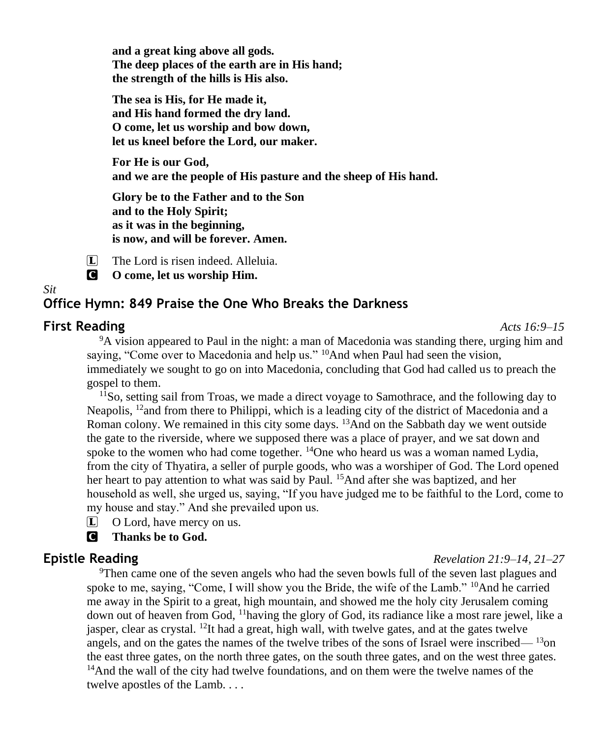**and a great king above all gods.**
**The deep places of the earth are in His hand;**
**the strength of the hills is His also.**

**The sea is His, for He made it,**
**and His hand formed the dry land.**
**O come, let us worship and bow down,**
**let us kneel before the Lord, our maker.**

**For He is our God,**
**and we are the people of His pasture and the sheep of His hand.**

**Glory be to the Father and to the Son**
**and to the Holy Spirit;**
**as it was in the beginning,**
**is now, and will be forever. Amen.**

L The Lord is risen indeed. Alleluia.

C **O come, let us worship Him.**

*Sit*

## Office Hymn: 849 Praise the One Who Breaks the Darkness

## First Reading

*Acts 16:9–15*

[9]A vision appeared to Paul in the night: a man of Macedonia was standing there, urging him and saying, "Come over to Macedonia and help us." [10]And when Paul had seen the vision, immediately we sought to go on into Macedonia, concluding that God had called us to preach the gospel to them.

[11]So, setting sail from Troas, we made a direct voyage to Samothrace, and the following day to Neapolis, [12]and from there to Philippi, which is a leading city of the district of Macedonia and a Roman colony. We remained in this city some days. [13]And on the Sabbath day we went outside the gate to the riverside, where we supposed there was a place of prayer, and we sat down and spoke to the women who had come together. [14]One who heard us was a woman named Lydia, from the city of Thyatira, a seller of purple goods, who was a worshiper of God. The Lord opened her heart to pay attention to what was said by Paul. [15]And after she was baptized, and her household as well, she urged us, saying, "If you have judged me to be faithful to the Lord, come to my house and stay." And she prevailed upon us.

L O Lord, have mercy on us.

C **Thanks be to God.**

## Epistle Reading

*Revelation 21:9–14, 21–27*

[9]Then came one of the seven angels who had the seven bowls full of the seven last plagues and spoke to me, saying, "Come, I will show you the Bride, the wife of the Lamb." [10]And he carried me away in the Spirit to a great, high mountain, and showed me the holy city Jerusalem coming down out of heaven from God, [11]having the glory of God, its radiance like a most rare jewel, like a jasper, clear as crystal. [12]It had a great, high wall, with twelve gates, and at the gates twelve angels, and on the gates the names of the twelve tribes of the sons of Israel were inscribed— [13]on the east three gates, on the north three gates, on the south three gates, and on the west three gates. [14]And the wall of the city had twelve foundations, and on them were the twelve names of the twelve apostles of the Lamb. . . .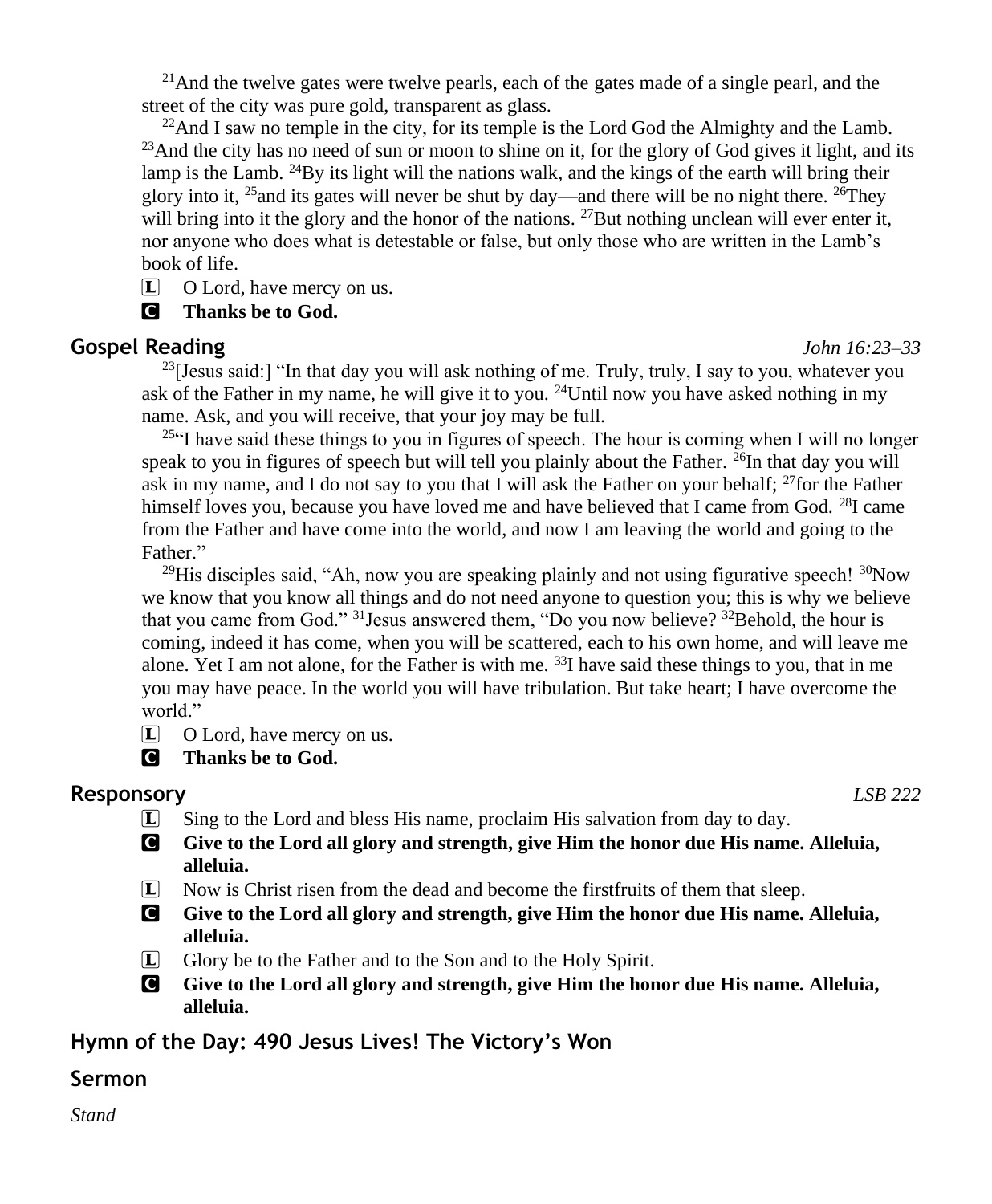[21]And the twelve gates were twelve pearls, each of the gates made of a single pearl, and the street of the city was pure gold, transparent as glass.

[22]And I saw no temple in the city, for its temple is the Lord God the Almighty and the Lamb. [23]And the city has no need of sun or moon to shine on it, for the glory of God gives it light, and its lamp is the Lamb. [24]By its light will the nations walk, and the kings of the earth will bring their glory into it, [25]and its gates will never be shut by day—and there will be no night there. [26]They will bring into it the glory and the honor of the nations. [27]But nothing unclean will ever enter it, nor anyone who does what is detestable or false, but only those who are written in the Lamb's book of life.

L O Lord, have mercy on us.

C **Thanks be to God.**

## Gospel Reading *John 16:23–33*

[23][Jesus said:] "In that day you will ask nothing of me. Truly, truly, I say to you, whatever you ask of the Father in my name, he will give it to you. [24]Until now you have asked nothing in my name. Ask, and you will receive, that your joy may be full.

[25]"I have said these things to you in figures of speech. The hour is coming when I will no longer speak to you in figures of speech but will tell you plainly about the Father. [26]In that day you will ask in my name, and I do not say to you that I will ask the Father on your behalf; [27]for the Father himself loves you, because you have loved me and have believed that I came from God. [28]I came from the Father and have come into the world, and now I am leaving the world and going to the Father."

[29]His disciples said, "Ah, now you are speaking plainly and not using figurative speech! [30]Now we know that you know all things and do not need anyone to question you; this is why we believe that you came from God." [31]Jesus answered them, "Do you now believe? [32]Behold, the hour is coming, indeed it has come, when you will be scattered, each to his own home, and will leave me alone. Yet I am not alone, for the Father is with me. [33]I have said these things to you, that in me you may have peace. In the world you will have tribulation. But take heart; I have overcome the world."

L O Lord, have mercy on us.

C **Thanks be to God.**

## Responsory *LSB 222*

L Sing to the Lord and bless His name, proclaim His salvation from day to day.

C **Give to the Lord all glory and strength, give Him the honor due His name. Alleluia, alleluia.**

L Now is Christ risen from the dead and become the firstfruits of them that sleep.

C **Give to the Lord all glory and strength, give Him the honor due His name. Alleluia, alleluia.**

L Glory be to the Father and to the Son and to the Holy Spirit.

C **Give to the Lord all glory and strength, give Him the honor due His name. Alleluia, alleluia.**

## Hymn of the Day: 490 Jesus Lives! The Victory's Won

## Sermon

*Stand*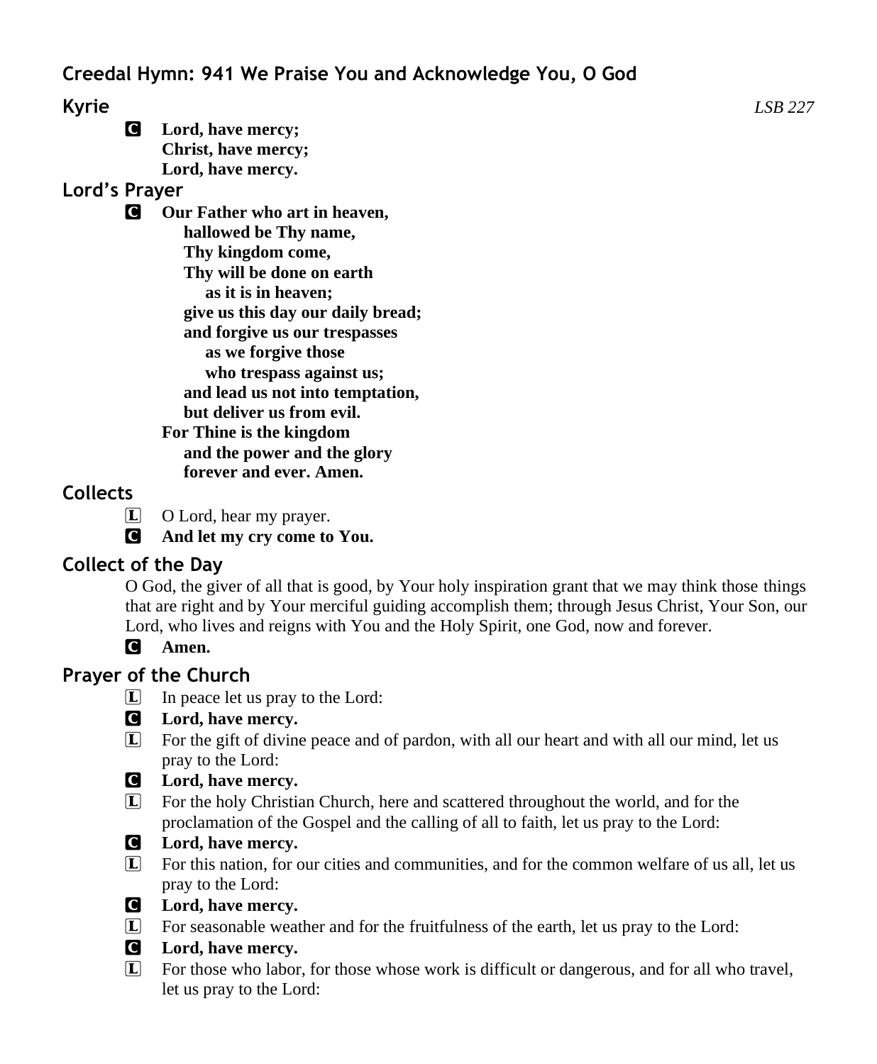## Creedal Hymn: 941 We Praise You and Acknowledge You, O God

## Kyrie *LSB 227*

**C** **Lord, have mercy;**
**Christ, have mercy;**
**Lord, have mercy.**

## Lord's Prayer

**C** **Our Father who art in heaven,**
**hallowed be Thy name,**
**Thy kingdom come,**
**Thy will be done on earth**
**as it is in heaven;**
**give us this day our daily bread;**
**and forgive us our trespasses**
**as we forgive those**
**who trespass against us;**
**and lead us not into temptation,**
**but deliver us from evil.**
**For Thine is the kingdom**
**and the power and the glory**
**forever and ever. Amen.**

## Collects

**L** O Lord, hear my prayer.

**C** **And let my cry come to You.**

## Collect of the Day

O God, the giver of all that is good, by Your holy inspiration grant that we may think those things that are right and by Your merciful guiding accomplish them; through Jesus Christ, Your Son, our Lord, who lives and reigns with You and the Holy Spirit, one God, now and forever.

**C** **Amen.**

## Prayer of the Church

**L** In peace let us pray to the Lord:

**C** **Lord, have mercy.**

**L** For the gift of divine peace and of pardon, with all our heart and with all our mind, let us pray to the Lord:

**C** **Lord, have mercy.**

**L** For the holy Christian Church, here and scattered throughout the world, and for the proclamation of the Gospel and the calling of all to faith, let us pray to the Lord:

**C** **Lord, have mercy.**

**L** For this nation, for our cities and communities, and for the common welfare of us all, let us pray to the Lord:

**C** **Lord, have mercy.**

**L** For seasonable weather and for the fruitfulness of the earth, let us pray to the Lord:

**C** **Lord, have mercy.**

**L** For those who labor, for those whose work is difficult or dangerous, and for all who travel, let us pray to the Lord: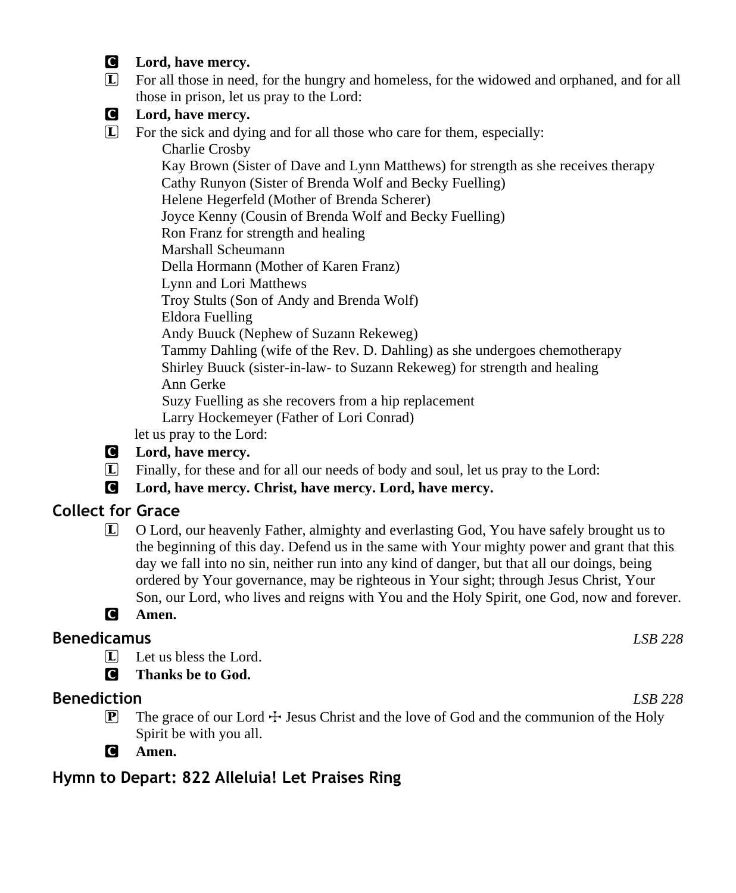**C** **Lord, have mercy.**

L For all those in need, for the hungry and homeless, for the widowed and orphaned, and for all those in prison, let us pray to the Lord:

**C** **Lord, have mercy.**

L For the sick and dying and for all those who care for them, especially:

Charlie Crosby
Kay Brown (Sister of Dave and Lynn Matthews) for strength as she receives therapy
Cathy Runyon (Sister of Brenda Wolf and Becky Fuelling)
Helene Hegerfeld (Mother of Brenda Scherer)
Joyce Kenny (Cousin of Brenda Wolf and Becky Fuelling)
Ron Franz for strength and healing
Marshall Scheumann
Della Hormann (Mother of Karen Franz)
Lynn and Lori Matthews
Troy Stults (Son of Andy and Brenda Wolf)
Eldora Fuelling
Andy Buuck (Nephew of Suzann Rekeweg)
Tammy Dahling (wife of the Rev. D. Dahling) as she undergoes chemotherapy
Shirley Buuck (sister-in-law- to Suzann Rekeweg) for strength and healing
Ann Gerke
Suzy Fuelling as she recovers from a hip replacement
Larry Hockemeyer (Father of Lori Conrad)

let us pray to the Lord:

**C** **Lord, have mercy.**

L Finally, for these and for all our needs of body and soul, let us pray to the Lord:

**C** **Lord, have mercy. Christ, have mercy. Lord, have mercy.**

## Collect for Grace

L O Lord, our heavenly Father, almighty and everlasting God, You have safely brought us to the beginning of this day. Defend us in the same with Your mighty power and grant that this day we fall into no sin, neither run into any kind of danger, but that all our doings, being ordered by Your governance, may be righteous in Your sight; through Jesus Christ, Your Son, our Lord, who lives and reigns with You and the Holy Spirit, one God, now and forever.

**C** **Amen.**

## Benedicamus *LSB 228*

L Let us bless the Lord.

**C** **Thanks be to God.**

## Benediction *LSB 228*

P The grace of our Lord ☩ Jesus Christ and the love of God and the communion of the Holy Spirit be with you all.

**C** **Amen.**

## Hymn to Depart: 822 Alleluia! Let Praises Ring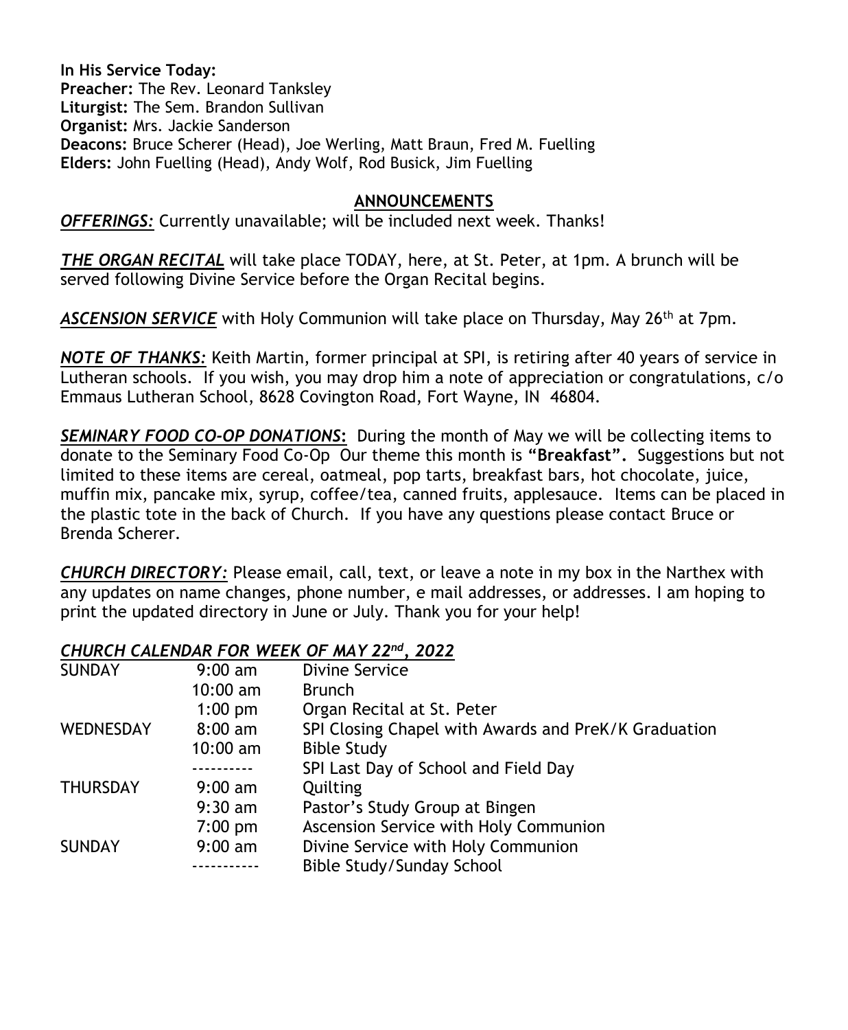**In His Service Today:**
**Preacher:** The Rev. Leonard Tanksley
**Liturgist:** The Sem. Brandon Sullivan
**Organist:** Mrs. Jackie Sanderson
**Deacons:** Bruce Scherer (Head), Joe Werling, Matt Braun, Fred M. Fuelling
**Elders:** John Fuelling (Head), Andy Wolf, Rod Busick, Jim Fuelling

## ANNOUNCEMENTS

***OFFERINGS:*** Currently unavailable; will be included next week. Thanks!

***THE ORGAN RECITAL*** will take place TODAY, here, at St. Peter, at 1pm. A brunch will be served following Divine Service before the Organ Recital begins.

***ASCENSION SERVICE*** with Holy Communion will take place on Thursday, May 26th at 7pm.

***NOTE OF THANKS:*** Keith Martin, former principal at SPI, is retiring after 40 years of service in Lutheran schools. If you wish, you may drop him a note of appreciation or congratulations, c/o Emmaus Lutheran School, 8628 Covington Road, Fort Wayne, IN 46804.

***SEMINARY FOOD CO-OP DONATIONS*:** During the month of May we will be collecting items to donate to the Seminary Food Co-Op Our theme this month is **"Breakfast".** Suggestions but not limited to these items are cereal, oatmeal, pop tarts, breakfast bars, hot chocolate, juice, muffin mix, pancake mix, syrup, coffee/tea, canned fruits, applesauce. Items can be placed in the plastic tote in the back of Church. If you have any questions please contact Bruce or Brenda Scherer.

***CHURCH DIRECTORY:*** Please email, call, text, or leave a note in my box in the Narthex with any updates on name changes, phone number, e mail addresses, or addresses. I am hoping to print the updated directory in June or July. Thank you for your help!

***CHURCH CALENDAR FOR WEEK OF MAY 22nd, 2022***

| | | |
|---|---|---|
| SUNDAY | 9:00 am | Divine Service |
| | 10:00 am | Brunch |
| | 1:00 pm | Organ Recital at St. Peter |
| WEDNESDAY | 8:00 am | SPI Closing Chapel with Awards and PreK/K Graduation |
| | 10:00 am | Bible Study |
| | ---------- | SPI Last Day of School and Field Day |
| THURSDAY | 9:00 am | Quilting |
| | 9:30 am | Pastor's Study Group at Bingen |
| | 7:00 pm | Ascension Service with Holy Communion |
| SUNDAY | 9:00 am | Divine Service with Holy Communion |
| | ----------- | Bible Study/Sunday School |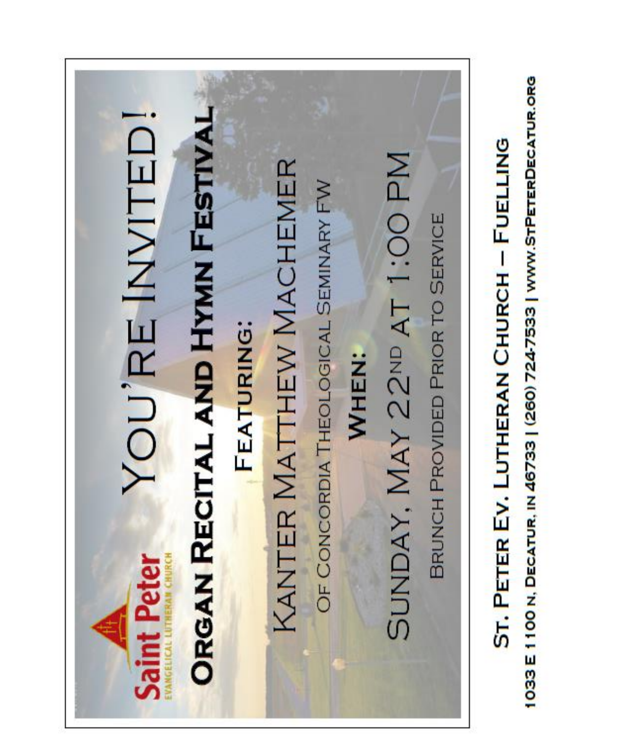Saint Peter
EVANGELICAL LUTHERAN CHURCH

# YOU'RE INVITED!

## ORGAN RECITAL AND HYMN FESTIVAL

**FEATURING:**

KANTER MATTHEW MACHEMER

OF CONCORDIA THEOLOGICAL SEMINARY FW

**WHEN:**

SUNDAY, MAY 22ND AT 1:00 PM

BRUNCH PROVIDED PRIOR TO SERVICE

ST. PETER EV. LUTHERAN CHURCH – FUELLING

1033 E 1100 N, DECATUR, IN 46733 | (260) 724-7533 | WWW.STPETERDECATUR.ORG